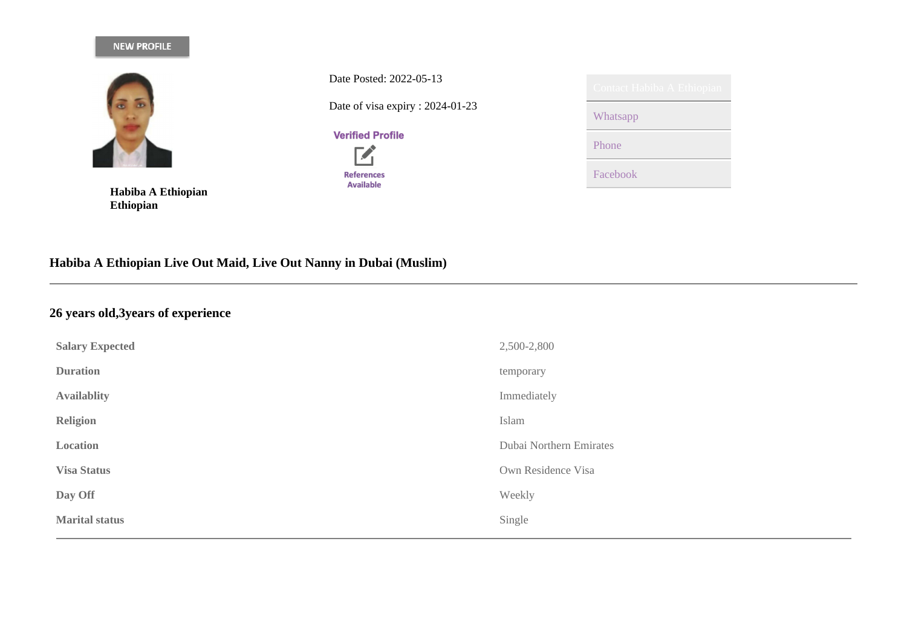NEW PROFILE

**Habiba A Ethiopian**
**Ethiopian**

Date Posted: 2022-05-13

Date of visa expiry : 2024-01-23

Verified Profile

References Available

Contact Habiba A Ethiopian

Whatsapp

Phone

Facebook

## Habiba A Ethiopian Live Out Maid, Live Out Nanny in Dubai (Muslim)

## 26 years old,3years of experience

| | |
|---|---|
| **Salary Expected** | 2,500-2,800 |
| **Duration** | temporary |
| **Availablity** | Immediately |
| **Religion** | Islam |
| **Location** | Dubai Northern Emirates |
| **Visa Status** | Own Residence Visa |
| **Day Off** | Weekly |
| **Marital status** | Single |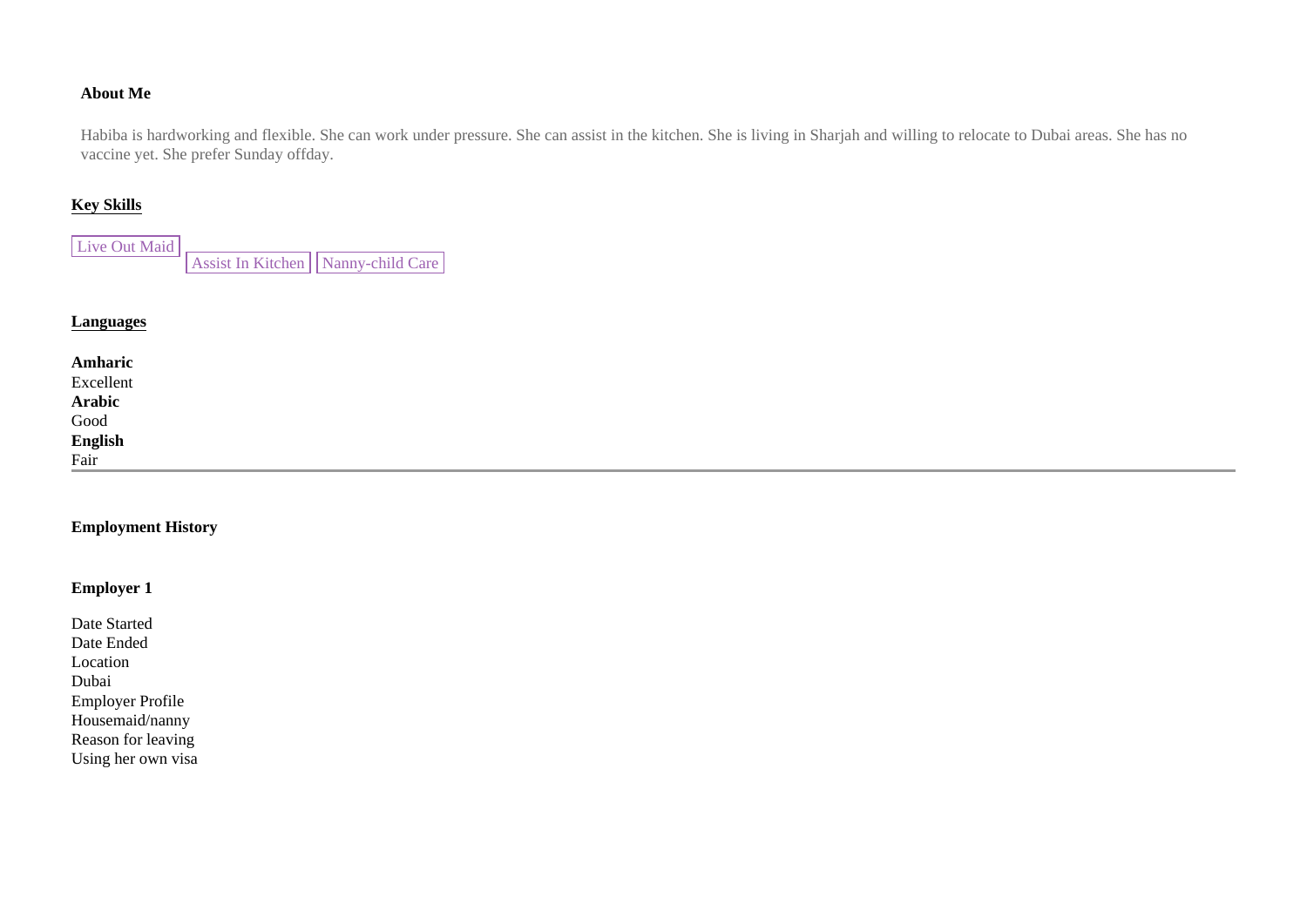**About Me**

Habiba is hardworking and flexible. She can work under pressure. She can assist in the kitchen. She is living in Sharjah and willing to relocate to Dubai areas. She has no vaccine yet. She prefer Sunday offday.

## Key Skills

Live Out Maid

Assist In Kitchen

Nanny-child Care

## Languages

**Amharic**
Excellent
**Arabic**
Good
**English**
Fair

---

## Employment History

### Employer 1

Date Started
Date Ended
Location
Dubai
Employer Profile
Housemaid/nanny
Reason for leaving
Using her own visa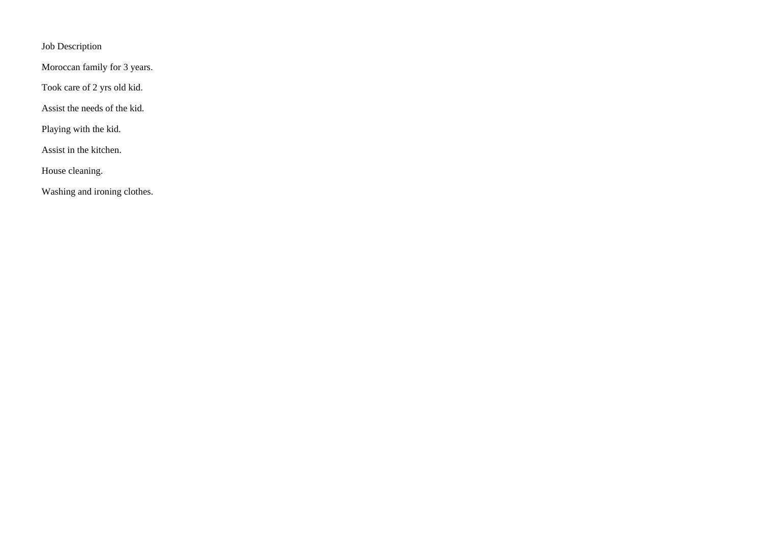Job Description

Moroccan family for 3 years.

Took care of 2 yrs old kid.

Assist the needs of the kid.

Playing with the kid.

Assist in the kitchen.

House cleaning.

Washing and ironing clothes.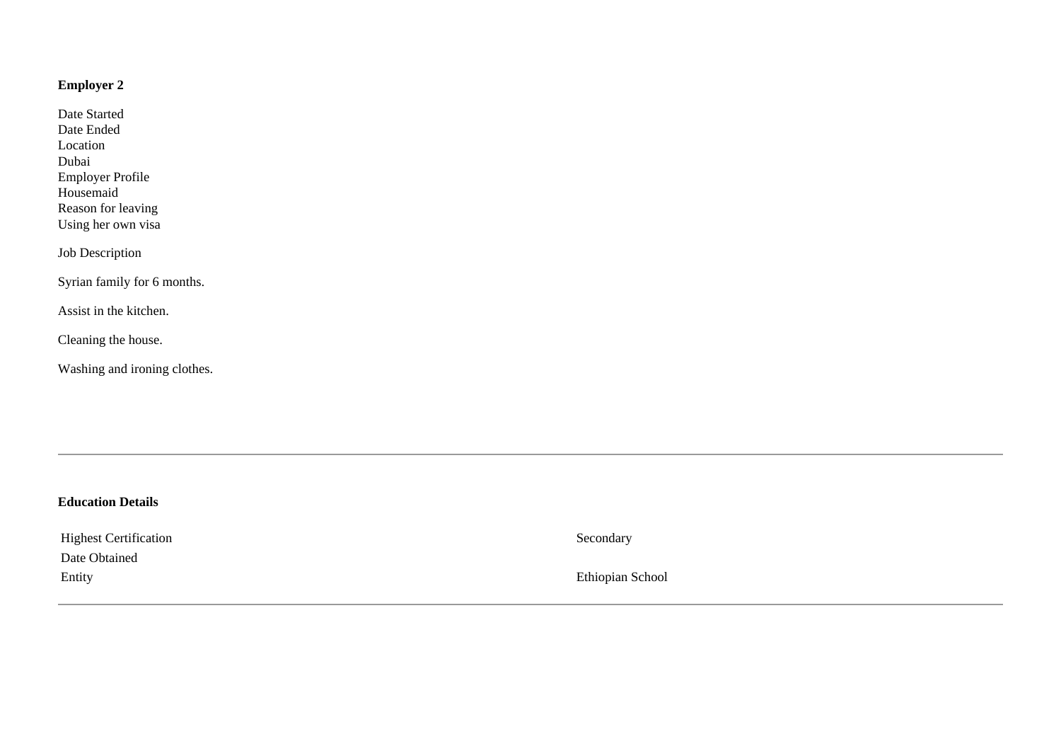**Employer 2**

Date Started
Date Ended
Location
Dubai
Employer Profile
Housemaid
Reason for leaving
Using her own visa

Job Description

Syrian family for 6 months.

Assist in the kitchen.

Cleaning the house.

Washing and ironing clothes.

---

**Education Details**

| | |
|---|---|
| Highest Certification | Secondary |
| Date Obtained | |
| Entity | Ethiopian School |

---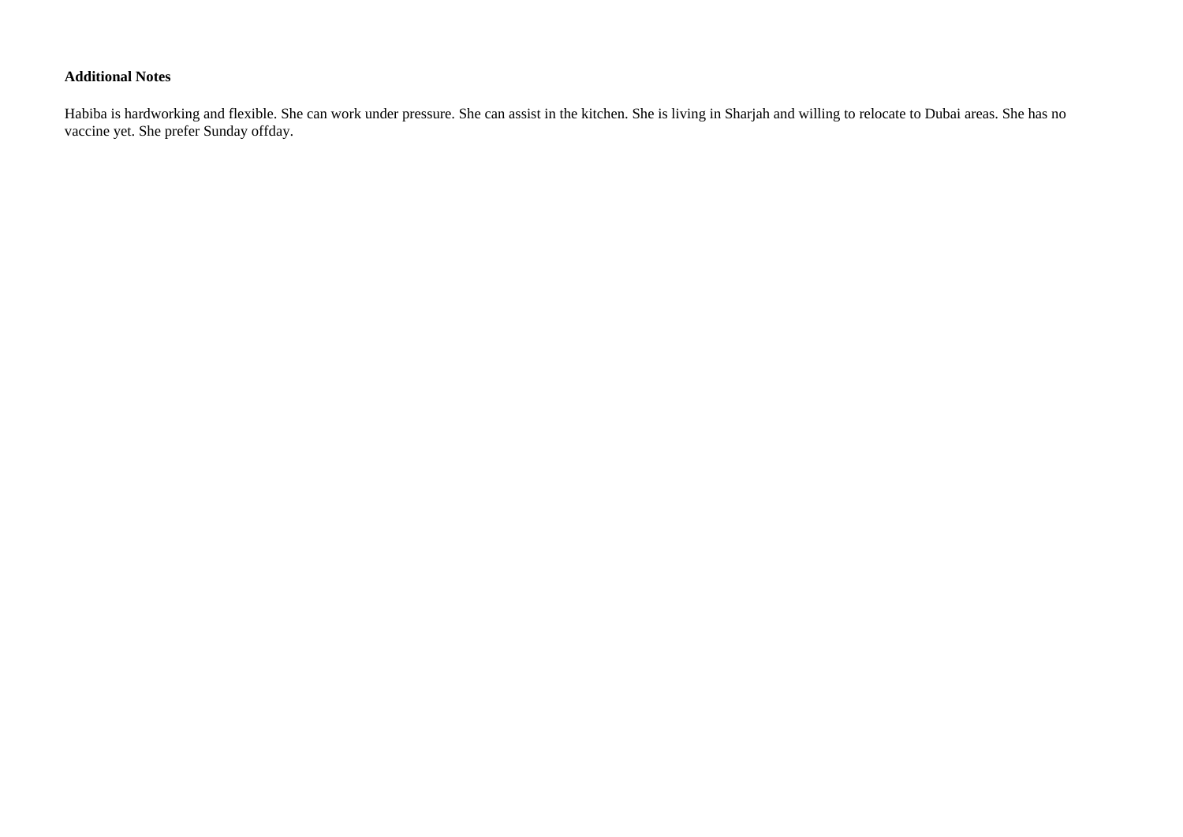**Additional Notes**

Habiba is hardworking and flexible. She can work under pressure. She can assist in the kitchen. She is living in Sharjah and willing to relocate to Dubai areas. She has no vaccine yet. She prefer Sunday offday.